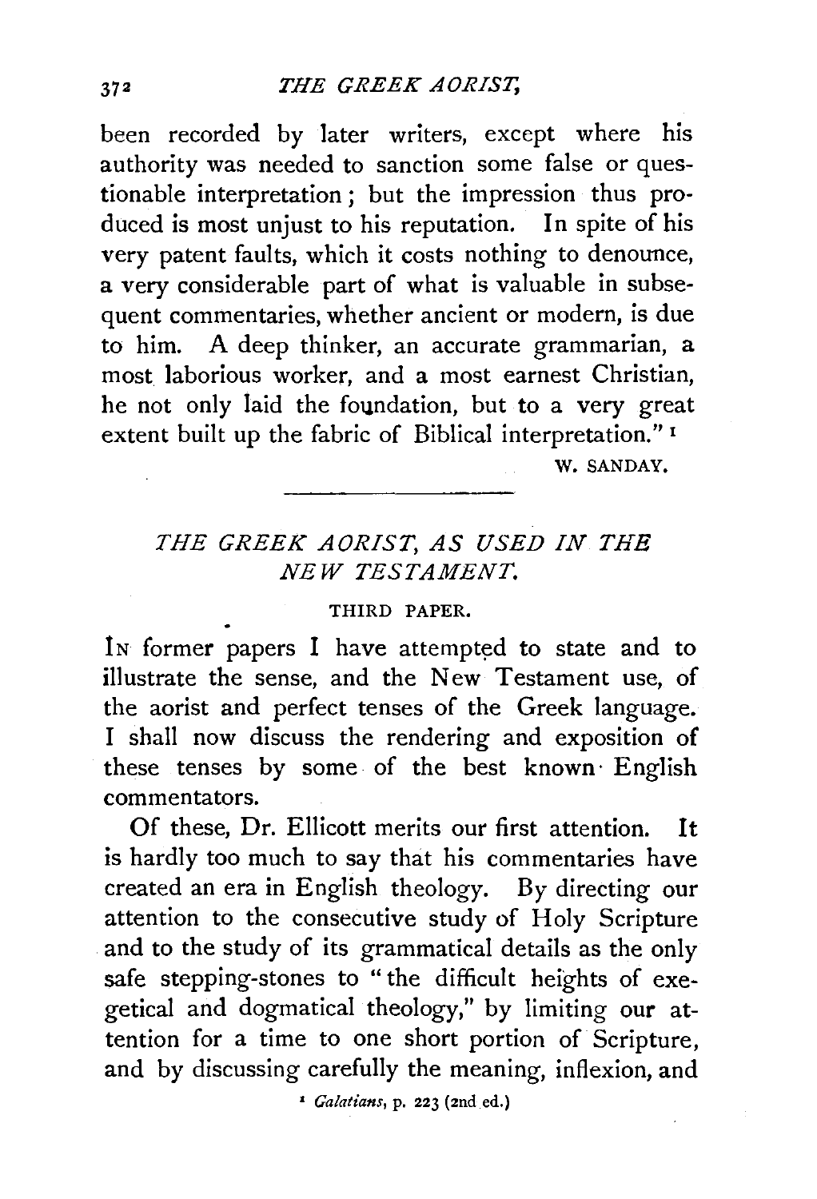been recorded by later writers, except where his authority was needed to sanction some false or questionable interpretation; but the impression thus produced is most unjust to his reputation. In spite of his very patent faults, which it costs nothing to denounce, a very considerable part of what is valuable in subsequent commentaries, whether ancient or modern, is due to him. A deep thinker, an accurate grammarian, a most laborious worker, and a most earnest Christian, he not only laid the foundation, but to a very great extent built up the fabric of Biblical interpretation." [1]

W. SANDAY.

---

## *THE GREEK AORIST, AS USED IN THE NEW TESTAMENT.*

### THIRD PAPER.

IN former papers I have attempted to state and to illustrate the sense, and the New Testament use, of the aorist and perfect tenses of the Greek language. I shall now discuss the rendering and exposition of these tenses by some of the best known English commentators.

Of these, Dr. Ellicott merits our first attention. It is hardly too much to say that his commentaries have created an era in English theology. By directing our attention to the consecutive study of Holy Scripture and to the study of its grammatical details as the only safe stepping-stones to "the difficult heights of exegetical and dogmatical theology," by limiting our attention for a time to one short portion of Scripture, and by discussing carefully the meaning, inflexion, and

[1] *Galatians*, p. 223 (2nd ed.)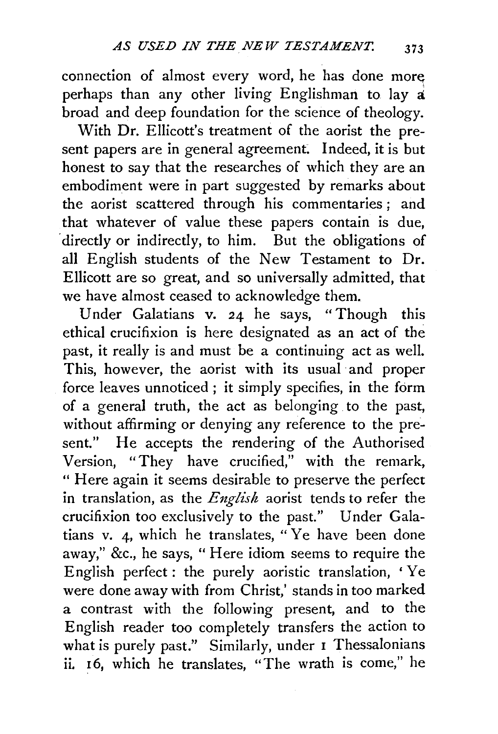connection of almost every word, he has done more perhaps than any other living Englishman to lay a broad and deep foundation for the science of theology.

With Dr. Ellicott's treatment of the aorist the present papers are in general agreement. Indeed, it is but honest to say that the researches of which they are an embodiment were in part suggested by remarks about the aorist scattered through his commentaries; and that whatever of value these papers contain is due, directly or indirectly, to him. But the obligations of all English students of the New Testament to Dr. Ellicott are so great, and so universally admitted, that we have almost ceased to acknowledge them.

Under Galatians v. 24 he says, "Though this ethical crucifixion is here designated as an act of the past, it really is and must be a continuing act as well. This, however, the aorist with its usual and proper force leaves unnoticed; it simply specifies, in the form of a general truth, the act as belonging to the past, without affirming or denying any reference to the present." He accepts the rendering of the Authorised Version, "They have crucified," with the remark, "Here again it seems desirable to preserve the perfect in translation, as the *English* aorist tends to refer the crucifixion too exclusively to the past." Under Galatians v. 4, which he translates, "Ye have been done away," &c., he says, "Here idiom seems to require the English perfect: the purely aoristic translation, 'Ye were done away with from Christ,' stands in too marked a contrast with the following present, and to the English reader too completely transfers the action to what is purely past." Similarly, under 1 Thessalonians ii. 16, which he translates, "The wrath is come," he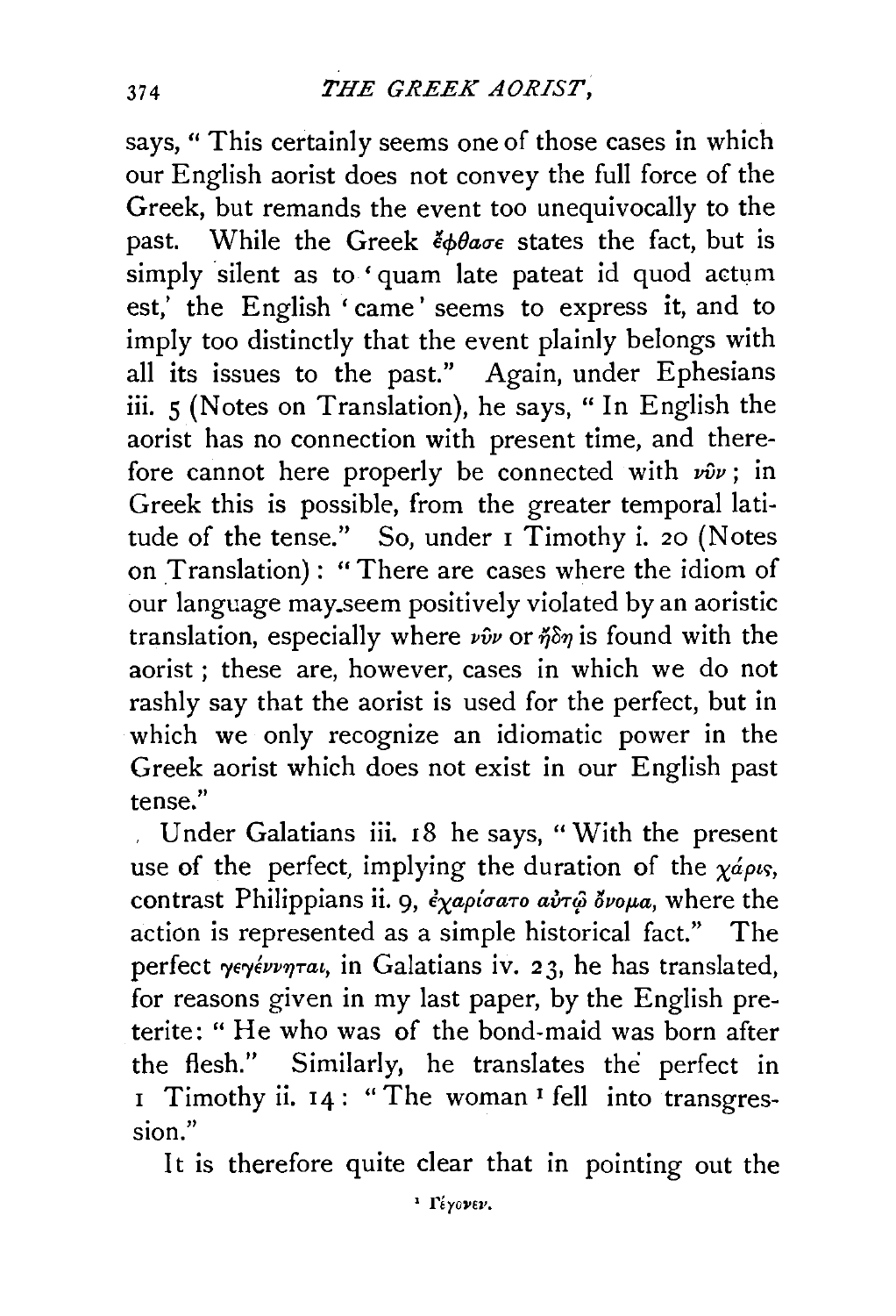says, "This certainly seems one of those cases in which our English aorist does not convey the full force of the Greek, but remands the event too unequivocally to the past. While the Greek ἔφθασε states the fact, but is simply silent as to 'quam late pateat id quod actum est,' the English 'came' seems to express it, and to imply too distinctly that the event plainly belongs with all its issues to the past." Again, under Ephesians iii. 5 (Notes on Translation), he says, "In English the aorist has no connection with present time, and therefore cannot here properly be connected with νῦν; in Greek this is possible, from the greater temporal latitude of the tense." So, under 1 Timothy i. 20 (Notes on Translation): "There are cases where the idiom of our language may seem positively violated by an aoristic translation, especially where νῦν or ἤδη is found with the aorist; these are, however, cases in which we do not rashly say that the aorist is used for the perfect, but in which we only recognize an idiomatic power in the Greek aorist which does not exist in our English past tense."

Under Galatians iii. 18 he says, "With the present use of the perfect, implying the duration of the χάρις, contrast Philippians ii. 9, ἐχαρίσατο αὐτῷ ὄνομα, where the action is represented as a simple historical fact." The perfect γεγέννηται, in Galatians iv. 23, he has translated, for reasons given in my last paper, by the English preterite: "He who was of the bond-maid was born after the flesh." Similarly, he translates the perfect in 1 Timothy ii. 14: "The woman [1] fell into transgression."

It is therefore quite clear that in pointing out the

[1] Γέγονεν.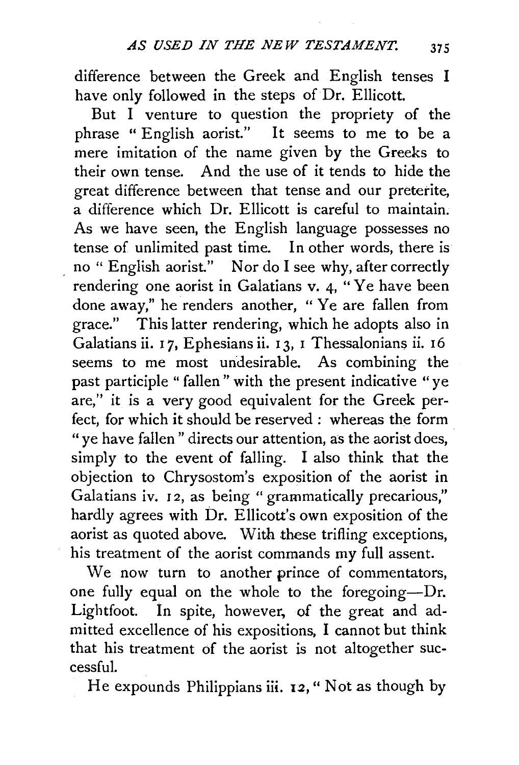difference between the Greek and English tenses I have only followed in the steps of Dr. Ellicott.

But I venture to question the propriety of the phrase "English aorist." It seems to me to be a mere imitation of the name given by the Greeks to their own tense. And the use of it tends to hide the great difference between that tense and our preterite, a difference which Dr. Ellicott is careful to maintain. As we have seen, the English language possesses no tense of unlimited past time. In other words, there is no "English aorist." Nor do I see why, after correctly rendering one aorist in Galatians v. 4, "Ye have been done away," he renders another, "Ye are fallen from grace." This latter rendering, which he adopts also in Galatians ii. 17, Ephesians ii. 13, 1 Thessalonians ii. 16 seems to me most undesirable. As combining the past participle "fallen" with the present indicative "ye are," it is a very good equivalent for the Greek perfect, for which it should be reserved: whereas the form "ye have fallen" directs our attention, as the aorist does, simply to the event of falling. I also think that the objection to Chrysostom's exposition of the aorist in Galatians iv. 12, as being "grammatically precarious," hardly agrees with Dr. Ellicott's own exposition of the aorist as quoted above. With these trifling exceptions, his treatment of the aorist commands my full assent.

We now turn to another prince of commentators, one fully equal on the whole to the foregoing—Dr. Lightfoot. In spite, however, of the great and admitted excellence of his expositions, I cannot but think that his treatment of the aorist is not altogether successful.

He expounds Philippians iii. 12, "Not as though by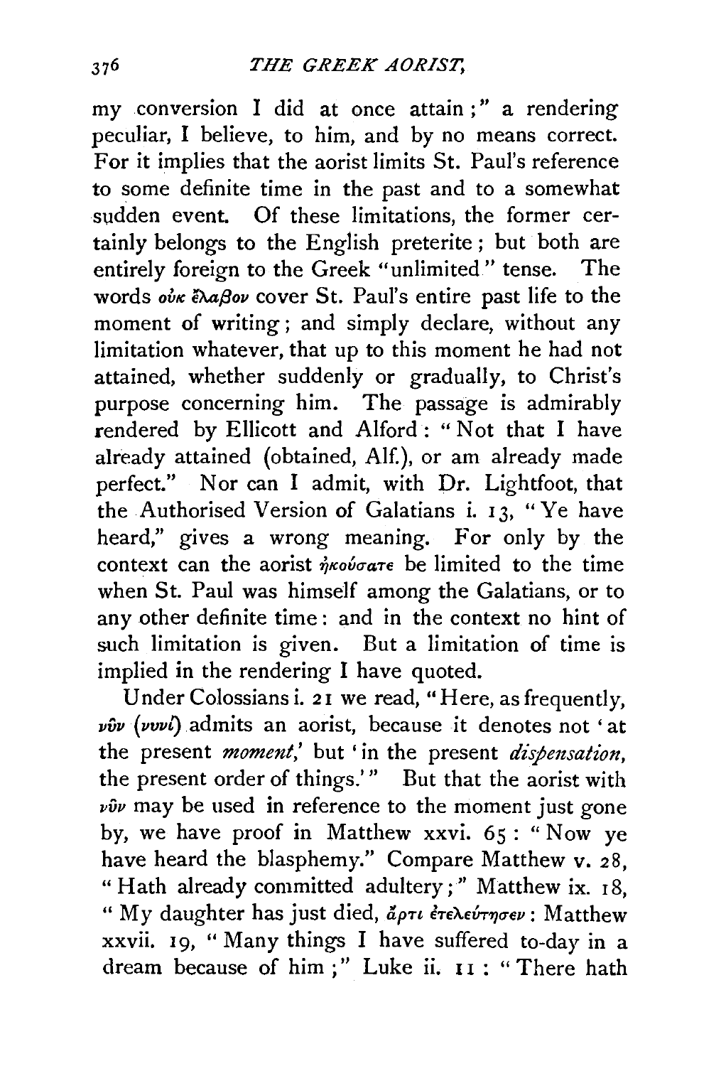my conversion I did at once attain;" a rendering peculiar, I believe, to him, and by no means correct. For it implies that the aorist limits St. Paul's reference to some definite time in the past and to a somewhat sudden event. Of these limitations, the former certainly belongs to the English preterite; but both are entirely foreign to the Greek "unlimited" tense. The words οὐκ ἔλαβον cover St. Paul's entire past life to the moment of writing; and simply declare, without any limitation whatever, that up to this moment he had not attained, whether suddenly or gradually, to Christ's purpose concerning him. The passage is admirably rendered by Ellicott and Alford: "Not that I have already attained (obtained, Alf.), or am already made perfect." Nor can I admit, with Dr. Lightfoot, that the Authorised Version of Galatians i. 13, "Ye have heard," gives a wrong meaning. For only by the context can the aorist ἠκούσατε be limited to the time when St. Paul was himself among the Galatians, or to any other definite time: and in the context no hint of such limitation is given. But a limitation of time is implied in the rendering I have quoted.

Under Colossians i. 21 we read, "Here, as frequently, νῦν (νυνί) admits an aorist, because it denotes not 'at the present *moment*,' but 'in the present *dispensation*, the present order of things.'" But that the aorist with νῦν may be used in reference to the moment just gone by, we have proof in Matthew xxvi. 65: "Now ye have heard the blasphemy." Compare Matthew v. 28, "Hath already committed adultery;" Matthew ix. 18, "My daughter has just died, ἄρτι ἐτελεύτησεν: Matthew xxvii. 19, "Many things I have suffered to-day in a dream because of him;" Luke ii. 11: "There hath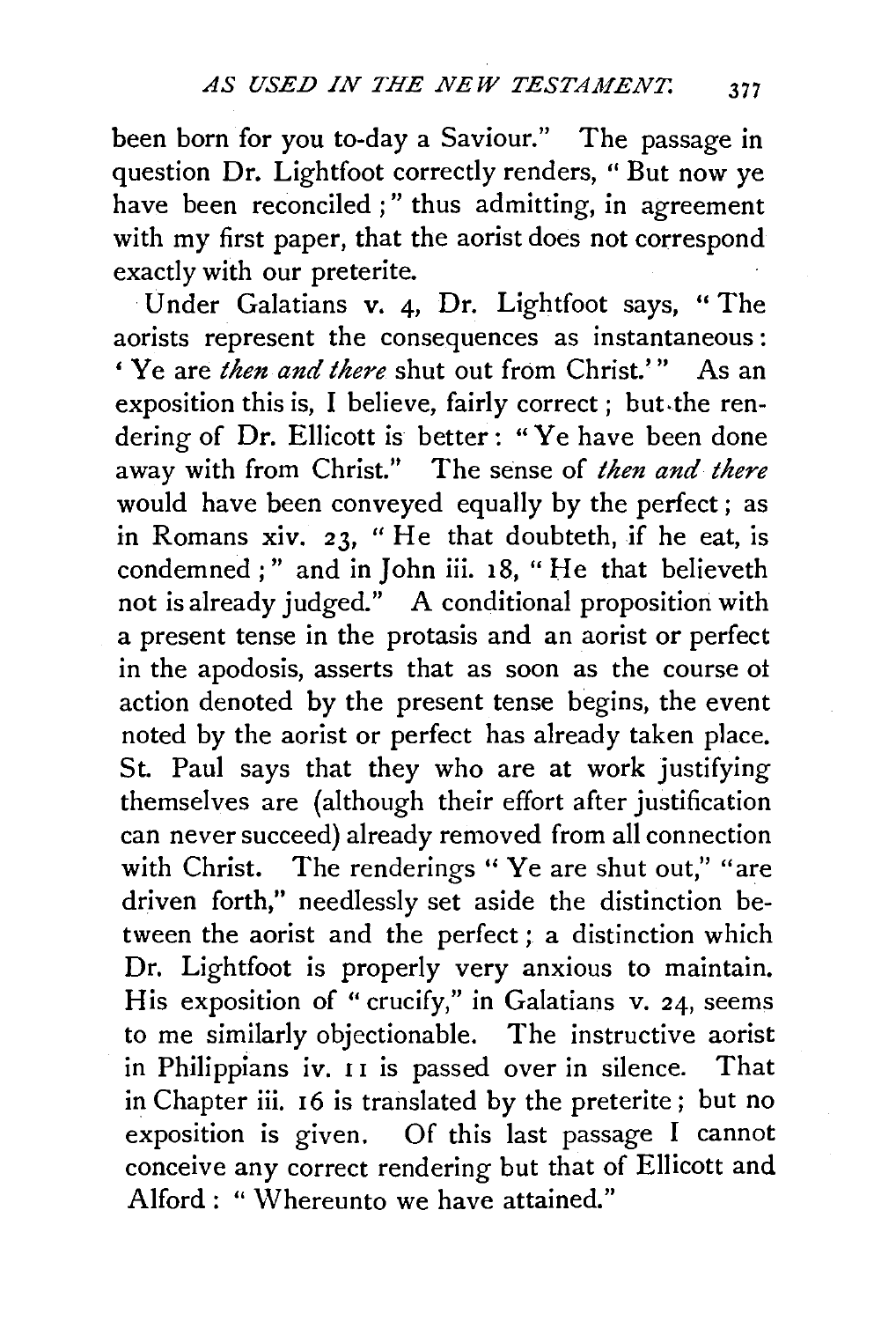been born for you to-day a Saviour." The passage in question Dr. Lightfoot correctly renders, "But now ye have been reconciled;" thus admitting, in agreement with my first paper, that the aorist does not correspond exactly with our preterite.

Under Galatians v. 4, Dr. Lightfoot says, "The aorists represent the consequences as instantaneous: 'Ye are *then and there* shut out from Christ.'" As an exposition this is, I believe, fairly correct; but the rendering of Dr. Ellicott is better: "Ye have been done away with from Christ." The sense of *then and there* would have been conveyed equally by the perfect; as in Romans xiv. 23, "He that doubteth, if he eat, is condemned;" and in John iii. 18, "He that believeth not is already judged." A conditional proposition with a present tense in the protasis and an aorist or perfect in the apodosis, asserts that as soon as the course of action denoted by the present tense begins, the event noted by the aorist or perfect has already taken place. St. Paul says that they who are at work justifying themselves are (although their effort after justification can never succeed) already removed from all connection with Christ. The renderings "Ye are shut out," "are driven forth," needlessly set aside the distinction between the aorist and the perfect; a distinction which Dr. Lightfoot is properly very anxious to maintain. His exposition of "crucify," in Galatians v. 24, seems to me similarly objectionable. The instructive aorist in Philippians iv. 11 is passed over in silence. That in Chapter iii. 16 is translated by the preterite; but no exposition is given. Of this last passage I cannot conceive any correct rendering but that of Ellicott and Alford: "Whereunto we have attained."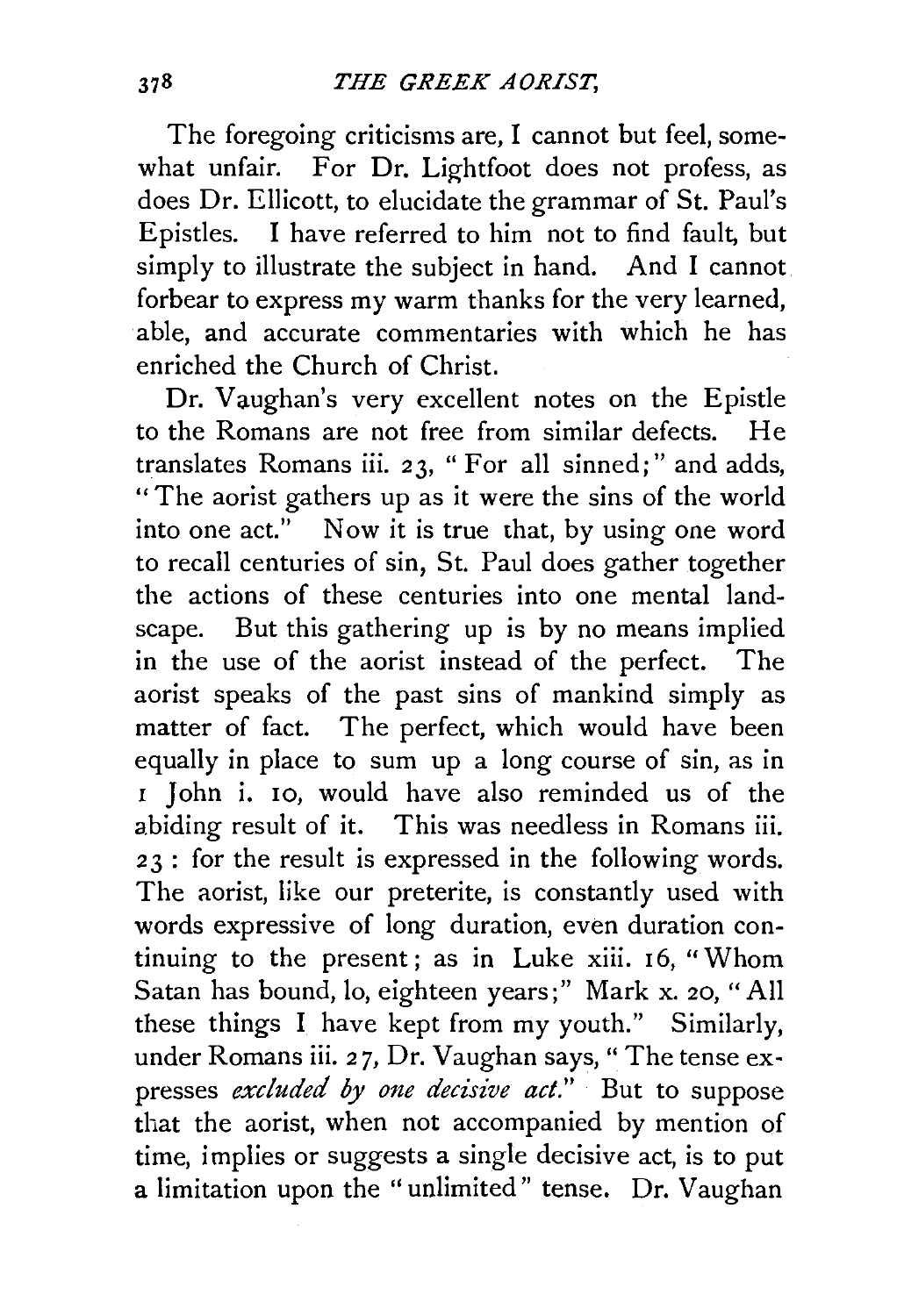The foregoing criticisms are, I cannot but feel, somewhat unfair. For Dr. Lightfoot does not profess, as does Dr. Ellicott, to elucidate the grammar of St. Paul's Epistles. I have referred to him not to find fault, but simply to illustrate the subject in hand. And I cannot forbear to express my warm thanks for the very learned, able, and accurate commentaries with which he has enriched the Church of Christ.

Dr. Vaughan's very excellent notes on the Epistle to the Romans are not free from similar defects. He translates Romans iii. 23, "For all sinned;" and adds, "The aorist gathers up as it were the sins of the world into one act." Now it is true that, by using one word to recall centuries of sin, St. Paul does gather together the actions of these centuries into one mental landscape. But this gathering up is by no means implied in the use of the aorist instead of the perfect. The aorist speaks of the past sins of mankind simply as matter of fact. The perfect, which would have been equally in place to sum up a long course of sin, as in 1 John i. 10, would have also reminded us of the abiding result of it. This was needless in Romans iii. 23: for the result is expressed in the following words. The aorist, like our preterite, is constantly used with words expressive of long duration, even duration continuing to the present; as in Luke xiii. 16, "Whom Satan has bound, lo, eighteen years;" Mark x. 20, "All these things I have kept from my youth." Similarly, under Romans iii. 27, Dr. Vaughan says, "The tense expresses *excluded by one decisive act.*" But to suppose that the aorist, when not accompanied by mention of time, implies or suggests a single decisive act, is to put a limitation upon the "unlimited" tense. Dr. Vaughan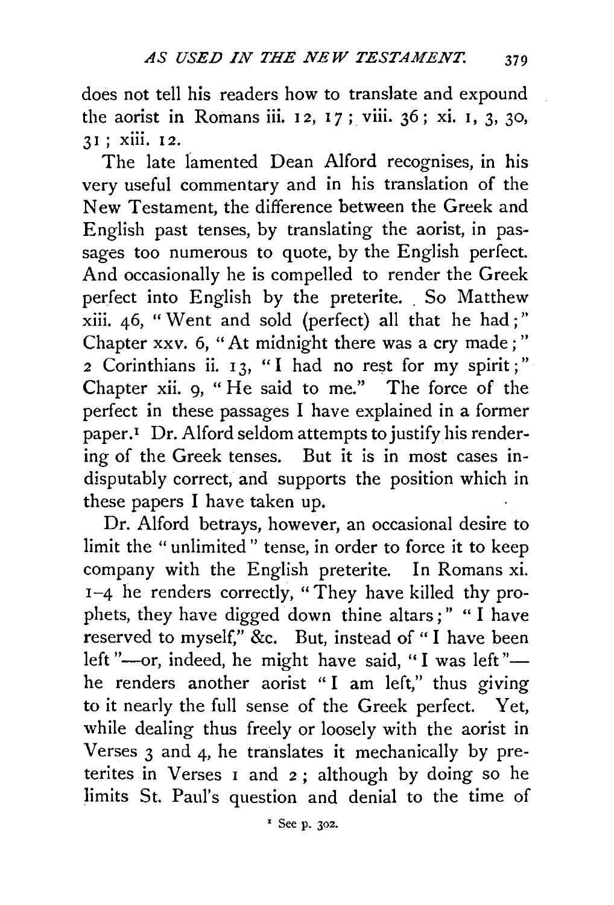does not tell his readers how to translate and expound the aorist in Romans iii. 12, 17; viii. 36; xi. 1, 3, 30, 31; xiii. 12.

The late lamented Dean Alford recognises, in his very useful commentary and in his translation of the New Testament, the difference between the Greek and English past tenses, by translating the aorist, in passages too numerous to quote, by the English perfect. And occasionally he is compelled to render the Greek perfect into English by the preterite. So Matthew xiii. 46, "Went and sold (perfect) all that he had;" Chapter xxv. 6, "At midnight there was a cry made;" 2 Corinthians ii. 13, "I had no rest for my spirit;" Chapter xii. 9, "He said to me." The force of the perfect in these passages I have explained in a former paper.[1] Dr. Alford seldom attempts to justify his rendering of the Greek tenses. But it is in most cases indisputably correct, and supports the position which in these papers I have taken up.

Dr. Alford betrays, however, an occasional desire to limit the "unlimited" tense, in order to force it to keep company with the English preterite. In Romans xi. 1–4 he renders correctly, "They have killed thy prophets, they have digged down thine altars;" "I have reserved to myself," &c. But, instead of "I have been left"—or, indeed, he might have said, "I was left"—he renders another aorist "I am left," thus giving to it nearly the full sense of the Greek perfect. Yet, while dealing thus freely or loosely with the aorist in Verses 3 and 4, he translates it mechanically by preterites in Verses 1 and 2; although by doing so he limits St. Paul's question and denial to the time of

[1] See p. 302.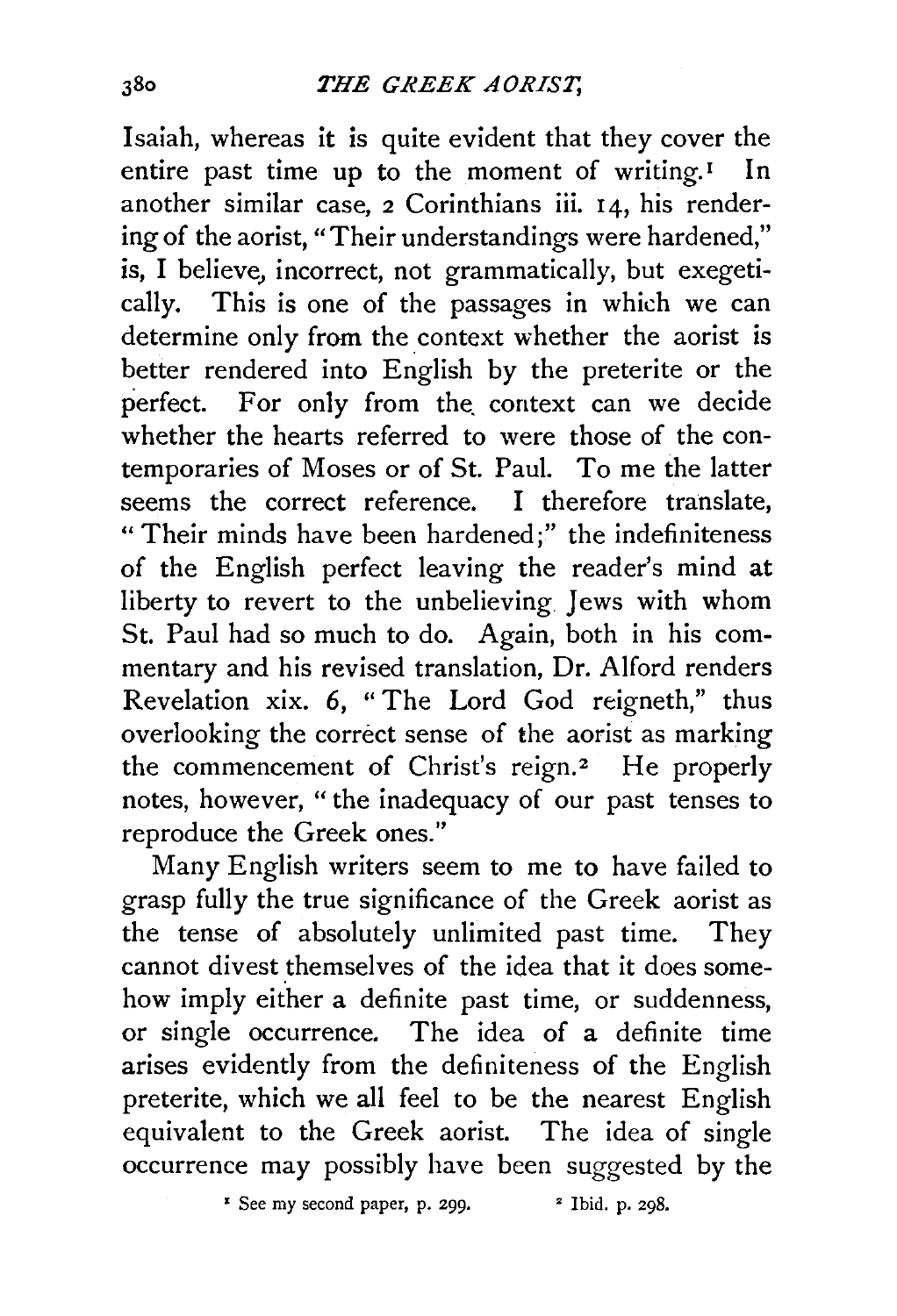Isaiah, whereas it is quite evident that they cover the entire past time up to the moment of writing.[1] In another similar case, 2 Corinthians iii. 14, his rendering of the aorist, "Their understandings were hardened," is, I believe, incorrect, not grammatically, but exegetically. This is one of the passages in which we can determine only from the context whether the aorist is better rendered into English by the preterite or the perfect. For only from the context can we decide whether the hearts referred to were those of the contemporaries of Moses or of St. Paul. To me the latter seems the correct reference. I therefore translate, "Their minds have been hardened;" the indefiniteness of the English perfect leaving the reader's mind at liberty to revert to the unbelieving Jews with whom St. Paul had so much to do. Again, both in his commentary and his revised translation, Dr. Alford renders Revelation xix. 6, "The Lord God reigneth," thus overlooking the correct sense of the aorist as marking the commencement of Christ's reign.[2] He properly notes, however, "the inadequacy of our past tenses to reproduce the Greek ones."

Many English writers seem to me to have failed to grasp fully the true significance of the Greek aorist as the tense of absolutely unlimited past time. They cannot divest themselves of the idea that it does somehow imply either a definite past time, or suddenness, or single occurrence. The idea of a definite time arises evidently from the definiteness of the English preterite, which we all feel to be the nearest English equivalent to the Greek aorist. The idea of single occurrence may possibly have been suggested by the

[1] See my second paper, p. 299.

[2] Ibid. p. 298.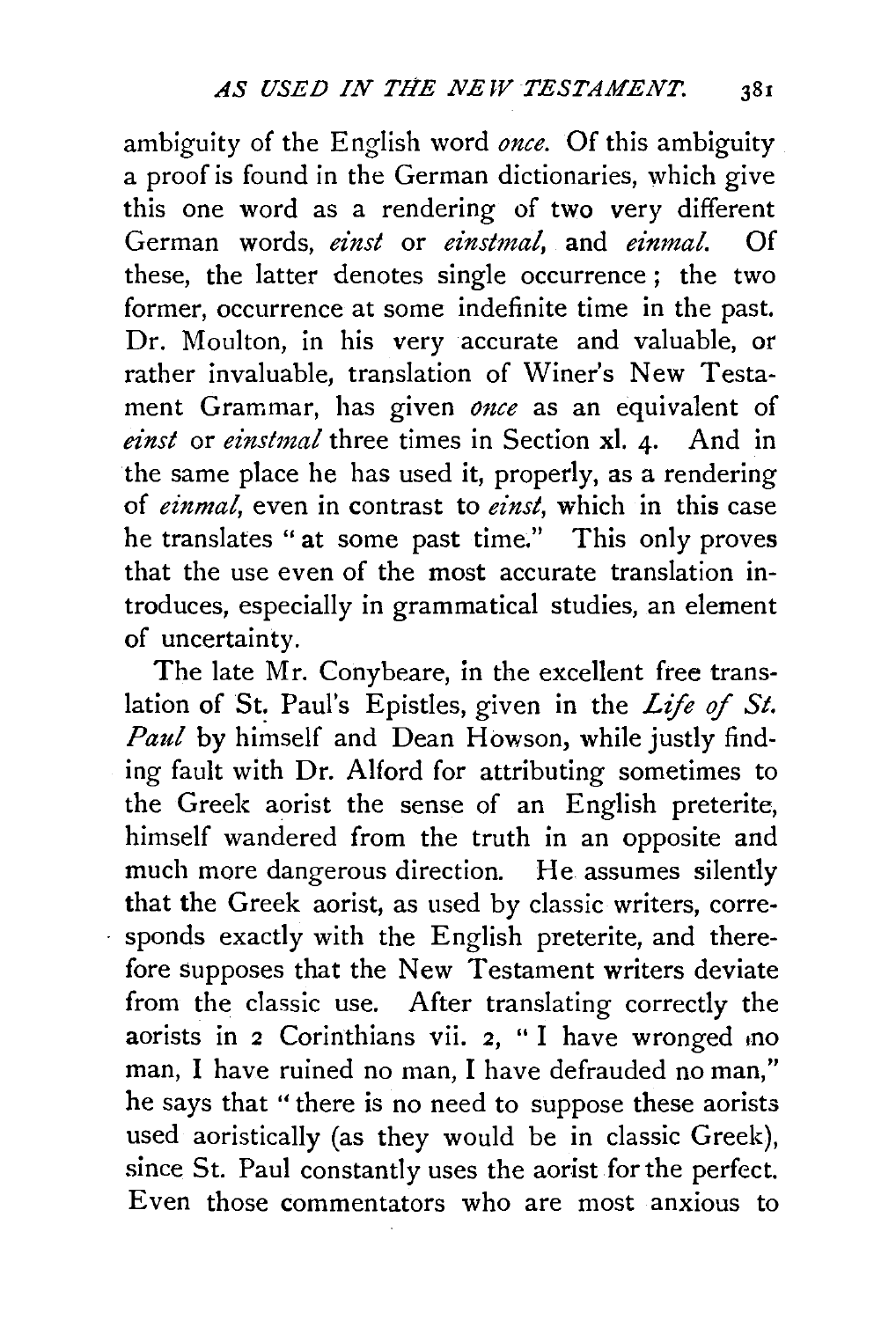ambiguity of the English word *once*. Of this ambiguity a proof is found in the German dictionaries, which give this one word as a rendering of two very different German words, *einst* or *einstmal*, and *einmal*. Of these, the latter denotes single occurrence; the two former, occurrence at some indefinite time in the past. Dr. Moulton, in his very accurate and valuable, or rather invaluable, translation of Winer's New Testament Grammar, has given *once* as an equivalent of *einst* or *einstmal* three times in Section xl. 4. And in the same place he has used it, properly, as a rendering of *einmal*, even in contrast to *einst*, which in this case he translates "at some past time." This only proves that the use even of the most accurate translation introduces, especially in grammatical studies, an element of uncertainty.

The late Mr. Conybeare, in the excellent free translation of St. Paul's Epistles, given in the *Life of St. Paul* by himself and Dean Howson, while justly finding fault with Dr. Alford for attributing sometimes to the Greek aorist the sense of an English preterite, himself wandered from the truth in an opposite and much more dangerous direction. He assumes silently that the Greek aorist, as used by classic writers, corresponds exactly with the English preterite, and therefore supposes that the New Testament writers deviate from the classic use. After translating correctly the aorists in 2 Corinthians vii. 2, "I have wronged no man, I have ruined no man, I have defrauded no man," he says that "there is no need to suppose these aorists used aoristically (as they would be in classic Greek), since St. Paul constantly uses the aorist for the perfect. Even those commentators who are most anxious to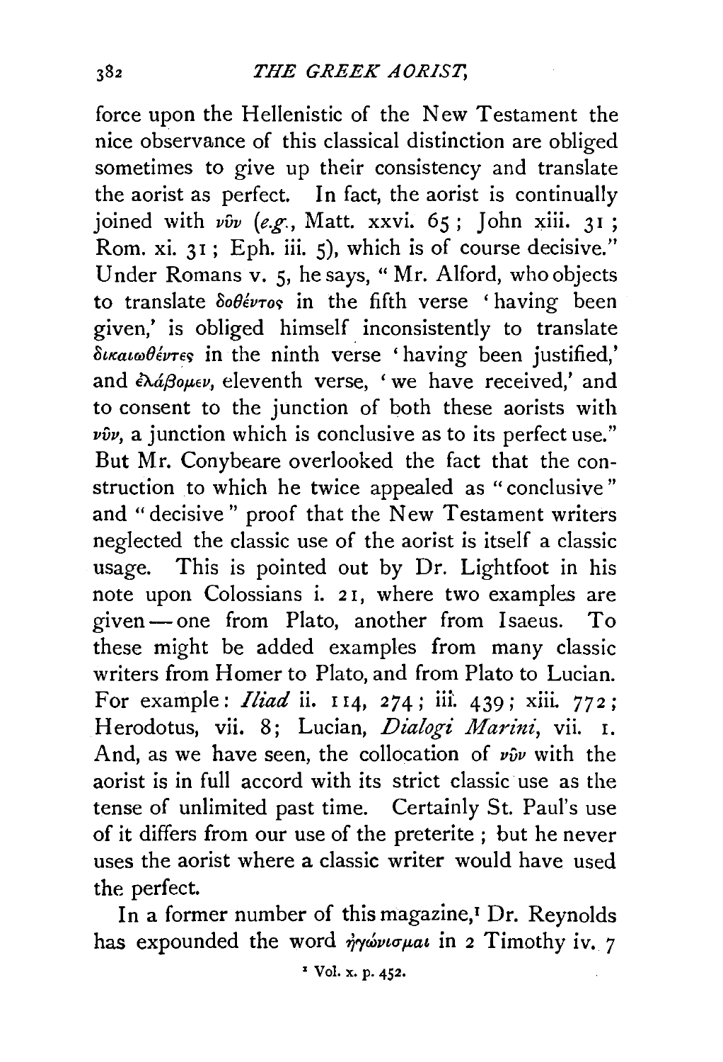force upon the Hellenistic of the New Testament the nice observance of this classical distinction are obliged sometimes to give up their consistency and translate the aorist as perfect. In fact, the aorist is continually joined with νῦν (*e.g.*, Matt. xxvi. 65; John xiii. 31; Rom. xi. 31; Eph. iii. 5), which is of course decisive." Under Romans v. 5, he says, "Mr. Alford, who objects to translate δοθέντος in the fifth verse 'having been given,' is obliged himself inconsistently to translate δικαιωθέντες in the ninth verse 'having been justified,' and ἐλάβομεν, eleventh verse, 'we have received,' and to consent to the junction of both these aorists with νῦν, a junction which is conclusive as to its perfect use." But Mr. Conybeare overlooked the fact that the construction to which he twice appealed as "conclusive" and "decisive" proof that the New Testament writers neglected the classic use of the aorist is itself a classic usage. This is pointed out by Dr. Lightfoot in his note upon Colossians i. 21, where two examples are given—one from Plato, another from Isaeus. To these might be added examples from many classic writers from Homer to Plato, and from Plato to Lucian. For example: *Iliad* ii. 114, 274; iii. 439; xiii. 772; Herodotus, vii. 8; Lucian, *Dialogi Marini*, vii. 1. And, as we have seen, the collocation of νῦν with the aorist is in full accord with its strict classic use as the tense of unlimited past time. Certainly St. Paul's use of it differs from our use of the preterite; but he never uses the aorist where a classic writer would have used the perfect.

In a former number of this magazine,[1] Dr. Reynolds has expounded the word ἠγώνισμαι in 2 Timothy iv. 7

[1] Vol. x. p. 452.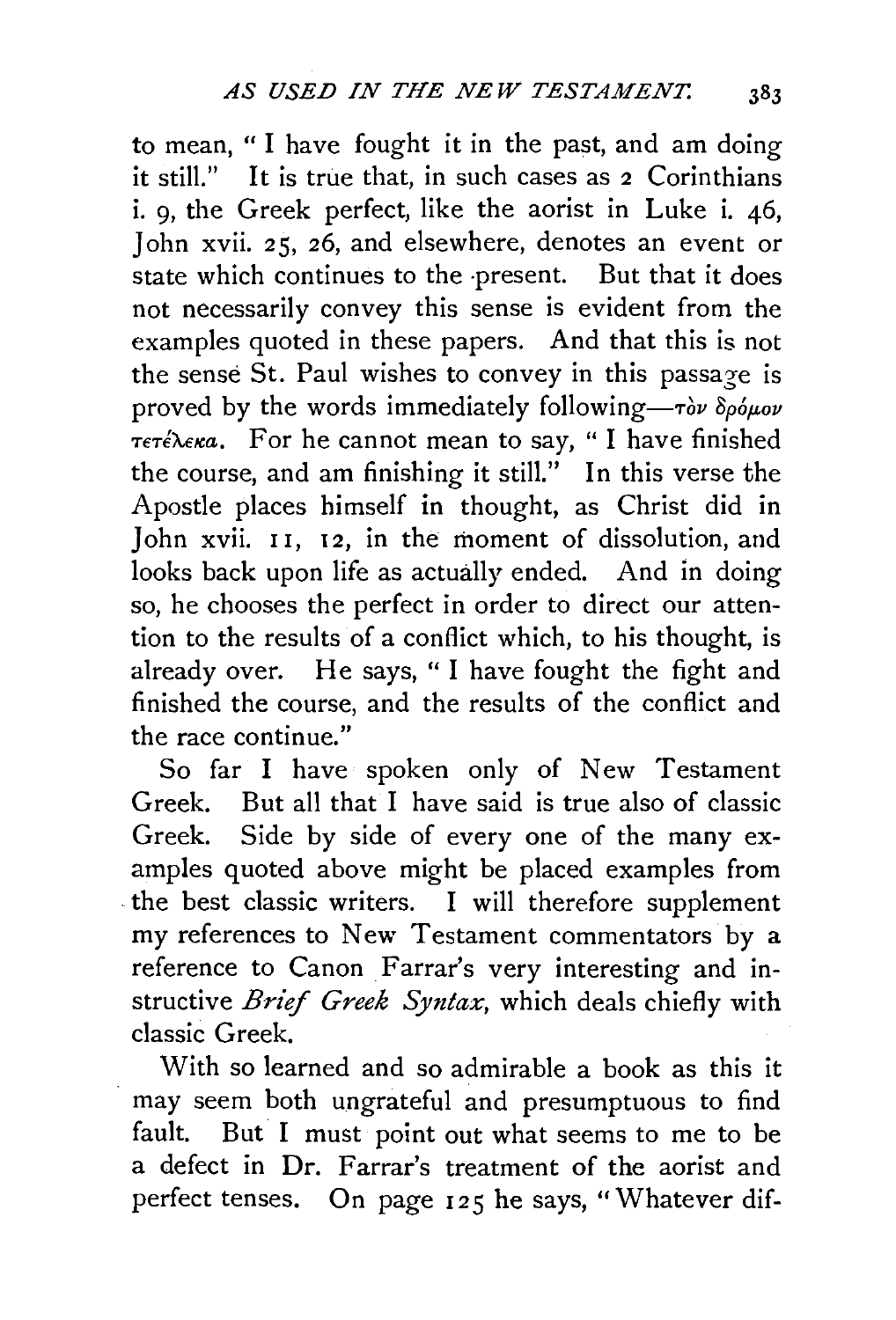to mean, "I have fought it in the past, and am doing it still." It is true that, in such cases as 2 Corinthians i. 9, the Greek perfect, like the aorist in Luke i. 46, John xvii. 25, 26, and elsewhere, denotes an event or state which continues to the present. But that it does not necessarily convey this sense is evident from the examples quoted in these papers. And that this is not the sense St. Paul wishes to convey in this passage is proved by the words immediately following—τὸν δρόμον τετέλεκα. For he cannot mean to say, "I have finished the course, and am finishing it still." In this verse the Apostle places himself in thought, as Christ did in John xvii. 11, 12, in the moment of dissolution, and looks back upon life as actually ended. And in doing so, he chooses the perfect in order to direct our attention to the results of a conflict which, to his thought, is already over. He says, "I have fought the fight and finished the course, and the results of the conflict and the race continue."

So far I have spoken only of New Testament Greek. But all that I have said is true also of classic Greek. Side by side of every one of the many examples quoted above might be placed examples from the best classic writers. I will therefore supplement my references to New Testament commentators by a reference to Canon Farrar's very interesting and instructive *Brief Greek Syntax*, which deals chiefly with classic Greek.

With so learned and so admirable a book as this it may seem both ungrateful and presumptuous to find fault. But I must point out what seems to me to be a defect in Dr. Farrar's treatment of the aorist and perfect tenses. On page 125 he says, "Whatever dif-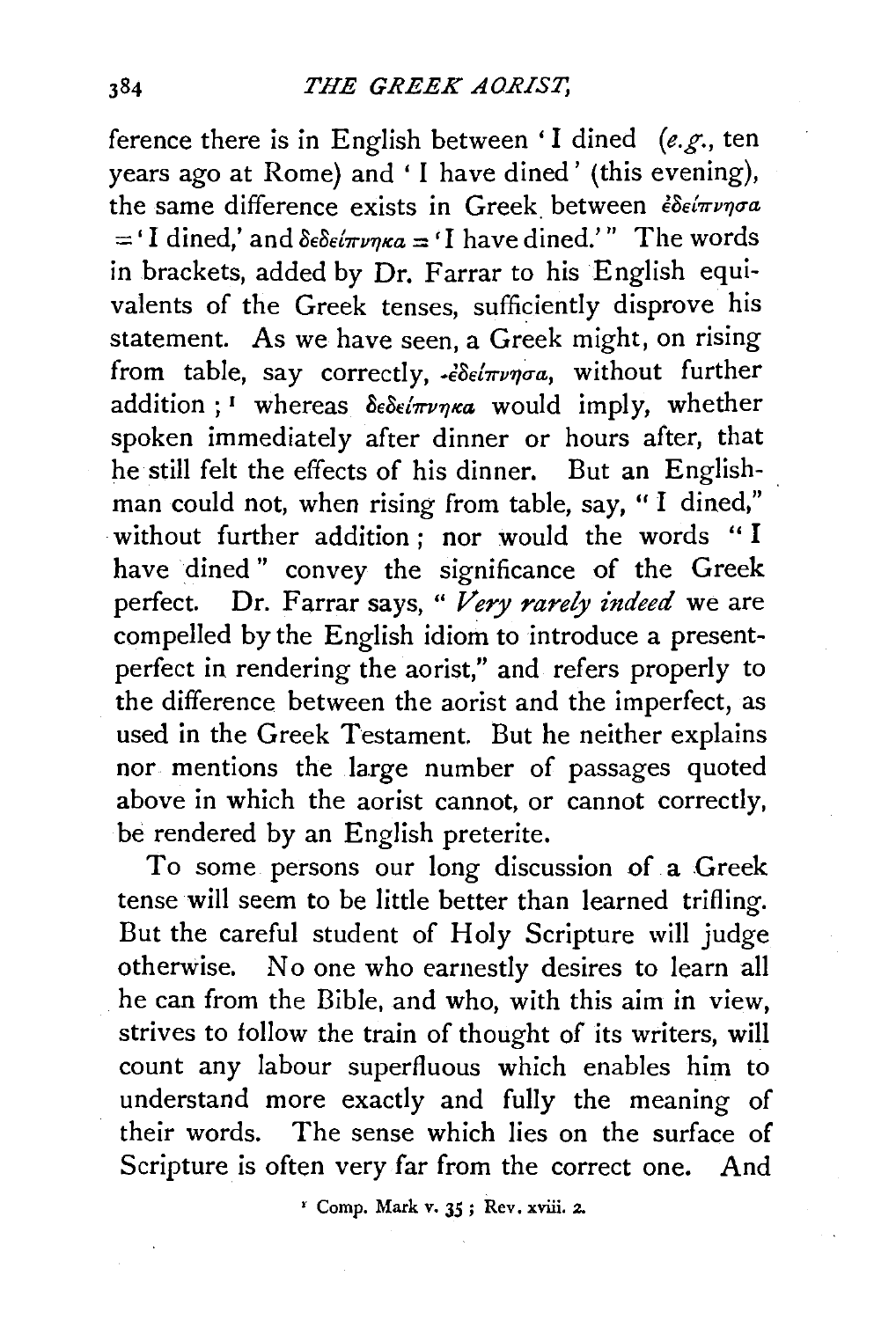ference there is in English between 'I dined (*e.g.*, ten years ago at Rome) and 'I have dined' (this evening), the same difference exists in Greek between ἐδείπνησα = 'I dined,' and δεδείπνηκα = 'I have dined.'" The words in brackets, added by Dr. Farrar to his English equivalents of the Greek tenses, sufficiently disprove his statement. As we have seen, a Greek might, on rising from table, say correctly, ἐδείπνησα, without further addition;[1] whereas δεδείπνηκα would imply, whether spoken immediately after dinner or hours after, that he still felt the effects of his dinner. But an Englishman could not, when rising from table, say, "I dined," without further addition; nor would the words "I have dined" convey the significance of the Greek perfect. Dr. Farrar says, "*Very rarely indeed* we are compelled by the English idiom to introduce a present-perfect in rendering the aorist," and refers properly to the difference between the aorist and the imperfect, as used in the Greek Testament. But he neither explains nor mentions the large number of passages quoted above in which the aorist cannot, or cannot correctly, be rendered by an English preterite.

To some persons our long discussion of a Greek tense will seem to be little better than learned trifling. But the careful student of Holy Scripture will judge otherwise. No one who earnestly desires to learn all he can from the Bible, and who, with this aim in view, strives to follow the train of thought of its writers, will count any labour superfluous which enables him to understand more exactly and fully the meaning of their words. The sense which lies on the surface of Scripture is often very far from the correct one. And

[1] Comp. Mark v. 35; Rev. xviii. 2.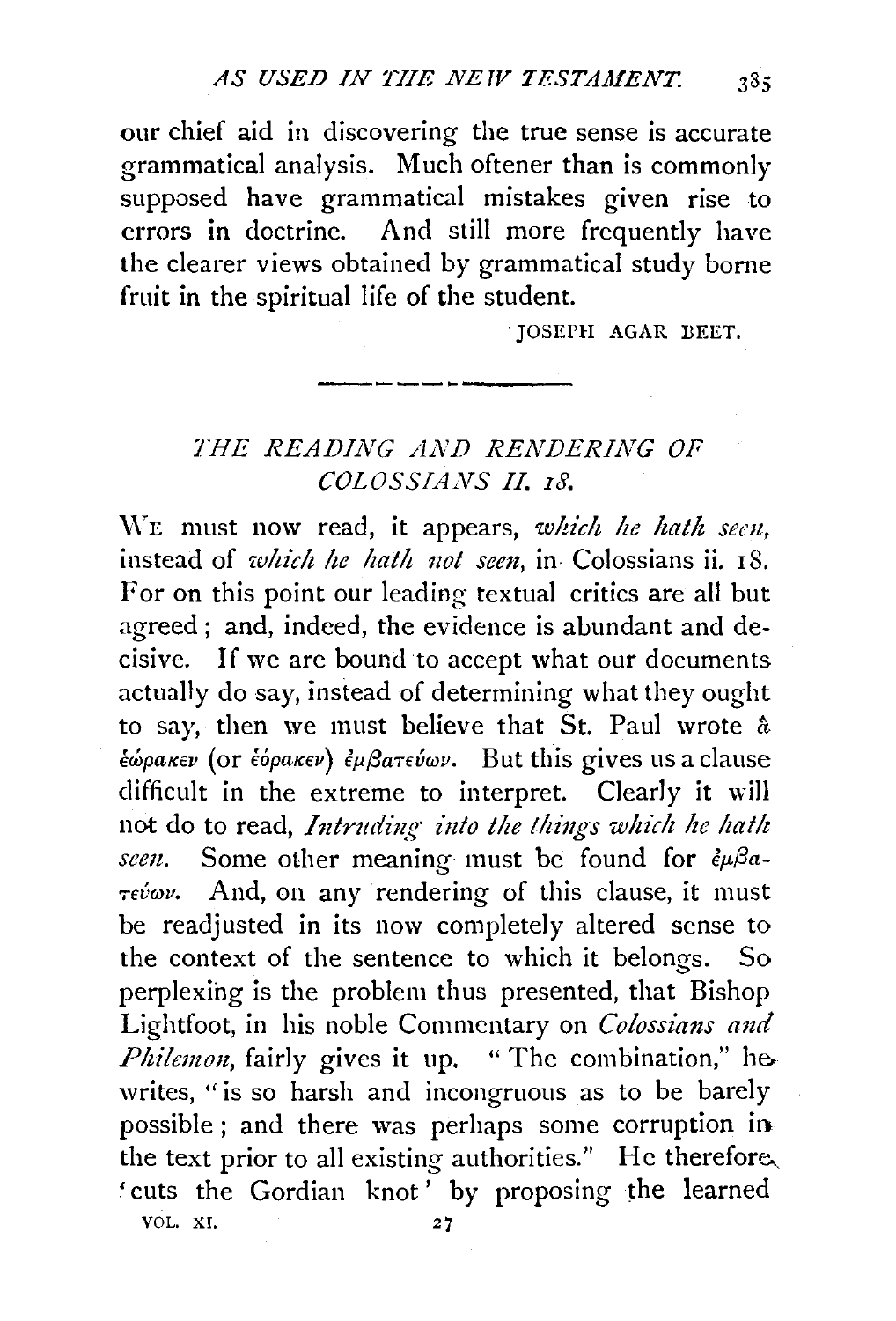our chief aid in discovering the true sense is accurate grammatical analysis. Much oftener than is commonly supposed have grammatical mistakes given rise to errors in doctrine. And still more frequently have the clearer views obtained by grammatical study borne fruit in the spiritual life of the student.

JOSEPH AGAR BEET.

---

## *THE READING AND RENDERING OF COLOSSIANS II. 18.*

WE must now read, it appears, *which he hath seen*, instead of *which he hath not seen*, in Colossians ii. 18. For on this point our leading textual critics are all but agreed; and, indeed, the evidence is abundant and decisive. If we are bound to accept what our documents actually do say, instead of determining what they ought to say, then we must believe that St. Paul wrote ἃ ἑώρακεν (or ἑόρακεν) ἐμβατεύων. But this gives us a clause difficult in the extreme to interpret. Clearly it will not do to read, *Intruding into the things which he hath seen.* Some other meaning must be found for ἐμβατεύων. And, on any rendering of this clause, it must be readjusted in its now completely altered sense to the context of the sentence to which it belongs. So perplexing is the problem thus presented, that Bishop Lightfoot, in his noble Commentary on *Colossians and Philemon*, fairly gives it up. "The combination," he writes, "is so harsh and incongruous as to be barely possible; and there was perhaps some corruption in the text prior to all existing authorities." He therefore 'cuts the Gordian knot' by proposing the learned